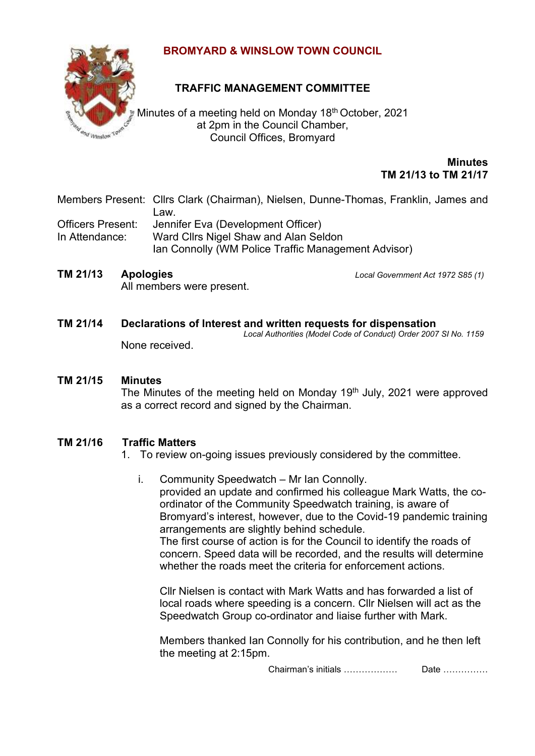# BROMYARD & WINSLOW TOWN COUNCIL

## TRAFFIC MANAGEMENT COMMITTEE

Minutes of a meeting held on Monday 18th October, 2021
at 2pm in the Council Chamber,
Council Offices, Bromyard

**Minutes**
**TM 21/13 to TM 21/17**

Members Present: Cllrs Clark (Chairman), Nielsen, Dunne-Thomas, Franklin, James and Law.
Officers Present: Jennifer Eva (Development Officer)
In Attendance: Ward Cllrs Nigel Shaw and Alan Seldon
Ian Connolly (WM Police Traffic Management Advisor)

**TM 21/13 Apologies** *Local Government Act 1972 S85 (1)*

All members were present.

**TM 21/14 Declarations of Interest and written requests for dispensation**
*Local Authorities (Model Code of Conduct) Order 2007 SI No. 1159*

None received.

**TM 21/15 Minutes**

The Minutes of the meeting held on Monday 19th July, 2021 were approved as a correct record and signed by the Chairman.

**TM 21/16 Traffic Matters**

1. To review on-going issues previously considered by the committee.

   i. Community Speedwatch – Mr Ian Connolly.
   provided an update and confirmed his colleague Mark Watts, the co-ordinator of the Community Speedwatch training, is aware of Bromyard's interest, however, due to the Covid-19 pandemic training arrangements are slightly behind schedule.
   The first course of action is for the Council to identify the roads of concern. Speed data will be recorded, and the results will determine whether the roads meet the criteria for enforcement actions.

   Cllr Nielsen is contact with Mark Watts and has forwarded a list of local roads where speeding is a concern. Cllr Nielsen will act as the Speedwatch Group co-ordinator and liaise further with Mark.

   Members thanked Ian Connolly for his contribution, and he then left the meeting at 2:15pm.

Chairman's initials ……………… Date ……………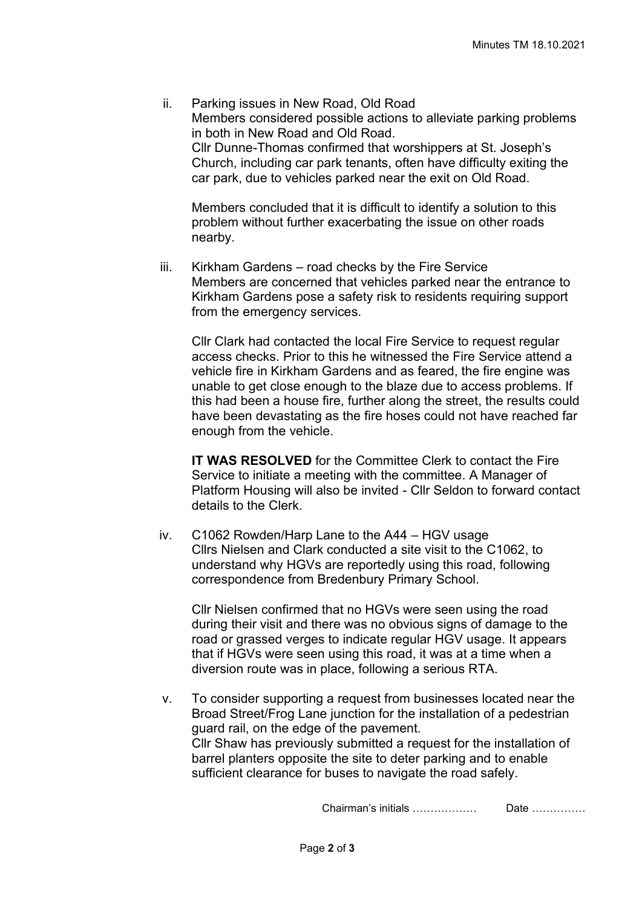ii. Parking issues in New Road, Old Road
   Members considered possible actions to alleviate parking problems in both in New Road and Old Road.
   Cllr Dunne-Thomas confirmed that worshippers at St. Joseph's Church, including car park tenants, often have difficulty exiting the car park, due to vehicles parked near the exit on Old Road.

   Members concluded that it is difficult to identify a solution to this problem without further exacerbating the issue on other roads nearby.

iii. Kirkham Gardens – road checks by the Fire Service
   Members are concerned that vehicles parked near the entrance to Kirkham Gardens pose a safety risk to residents requiring support from the emergency services.

   Cllr Clark had contacted the local Fire Service to request regular access checks. Prior to this he witnessed the Fire Service attend a vehicle fire in Kirkham Gardens and as feared, the fire engine was unable to get close enough to the blaze due to access problems. If this had been a house fire, further along the street, the results could have been devastating as the fire hoses could not have reached far enough from the vehicle.

   **IT WAS RESOLVED** for the Committee Clerk to contact the Fire Service to initiate a meeting with the committee. A Manager of Platform Housing will also be invited - Cllr Seldon to forward contact details to the Clerk.

iv. C1062 Rowden/Harp Lane to the A44 – HGV usage
   Cllrs Nielsen and Clark conducted a site visit to the C1062, to understand why HGVs are reportedly using this road, following correspondence from Bredenbury Primary School.

   Cllr Nielsen confirmed that no HGVs were seen using the road during their visit and there was no obvious signs of damage to the road or grassed verges to indicate regular HGV usage. It appears that if HGVs were seen using this road, it was at a time when a diversion route was in place, following a serious RTA.

v. To consider supporting a request from businesses located near the Broad Street/Frog Lane junction for the installation of a pedestrian guard rail, on the edge of the pavement.
   Cllr Shaw has previously submitted a request for the installation of barrel planters opposite the site to deter parking and to enable sufficient clearance for buses to navigate the road safely.

Chairman's initials ……………… Date ……………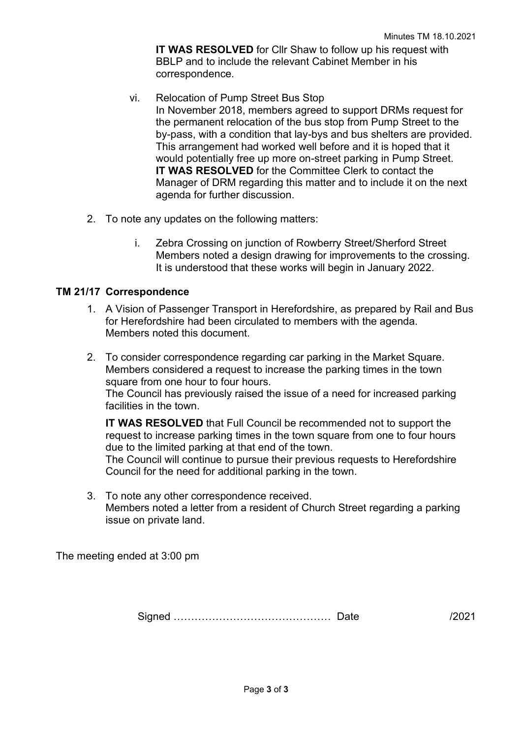**IT WAS RESOLVED** for Cllr Shaw to follow up his request with BBLP and to include the relevant Cabinet Member in his correspondence.

vi. Relocation of Pump Street Bus Stop
In November 2018, members agreed to support DRMs request for the permanent relocation of the bus stop from Pump Street to the by-pass, with a condition that lay-bys and bus shelters are provided. This arrangement had worked well before and it is hoped that it would potentially free up more on-street parking in Pump Street.
**IT WAS RESOLVED** for the Committee Clerk to contact the Manager of DRM regarding this matter and to include it on the next agenda for further discussion.

2. To note any updates on the following matters:

   i. Zebra Crossing on junction of Rowberry Street/Sherford Street
   Members noted a design drawing for improvements to the crossing. It is understood that these works will begin in January 2022.

**TM 21/17 Correspondence**

1. A Vision of Passenger Transport in Herefordshire, as prepared by Rail and Bus for Herefordshire had been circulated to members with the agenda. Members noted this document.

2. To consider correspondence regarding car parking in the Market Square. Members considered a request to increase the parking times in the town square from one hour to four hours.
The Council has previously raised the issue of a need for increased parking facilities in the town.

   **IT WAS RESOLVED** that Full Council be recommended not to support the request to increase parking times in the town square from one to four hours due to the limited parking at that end of the town.
   The Council will continue to pursue their previous requests to Herefordshire Council for the need for additional parking in the town.

3. To note any other correspondence received.
Members noted a letter from a resident of Church Street regarding a parking issue on private land.

The meeting ended at 3:00 pm

Signed ……………………………………… Date /2021